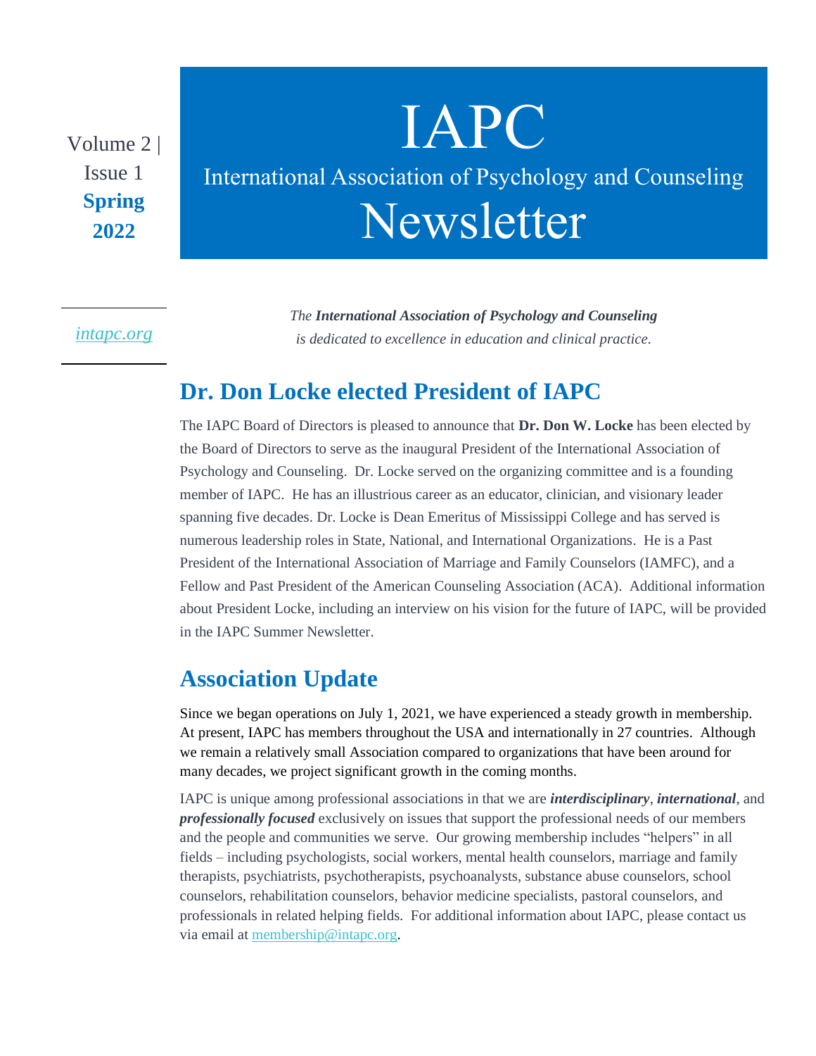Volume 2 | Issue 1 **Spring 2022**

# IAPC

## International Association of Psychology and Counseling

# Newsletter

*intapc.org*

*The **International Association of Psychology and Counseling** is dedicated to excellence in education and clinical practice.*

## Dr. Don Locke elected President of IAPC

The IAPC Board of Directors is pleased to announce that **Dr. Don W. Locke** has been elected by the Board of Directors to serve as the inaugural President of the International Association of Psychology and Counseling. Dr. Locke served on the organizing committee and is a founding member of IAPC. He has an illustrious career as an educator, clinician, and visionary leader spanning five decades. Dr. Locke is Dean Emeritus of Mississippi College and has served is numerous leadership roles in State, National, and International Organizations. He is a Past President of the International Association of Marriage and Family Counselors (IAMFC), and a Fellow and Past President of the American Counseling Association (ACA). Additional information about President Locke, including an interview on his vision for the future of IAPC, will be provided in the IAPC Summer Newsletter.

## Association Update

Since we began operations on July 1, 2021, we have experienced a steady growth in membership. At present, IAPC has members throughout the USA and internationally in 27 countries. Although we remain a relatively small Association compared to organizations that have been around for many decades, we project significant growth in the coming months.

IAPC is unique among professional associations in that we are ***interdisciplinary***, ***international***, and ***professionally focused*** exclusively on issues that support the professional needs of our members and the people and communities we serve. Our growing membership includes "helpers" in all fields – including psychologists, social workers, mental health counselors, marriage and family therapists, psychiatrists, psychotherapists, psychoanalysts, substance abuse counselors, school counselors, rehabilitation counselors, behavior medicine specialists, pastoral counselors, and professionals in related helping fields. For additional information about IAPC, please contact us via email at membership@intapc.org.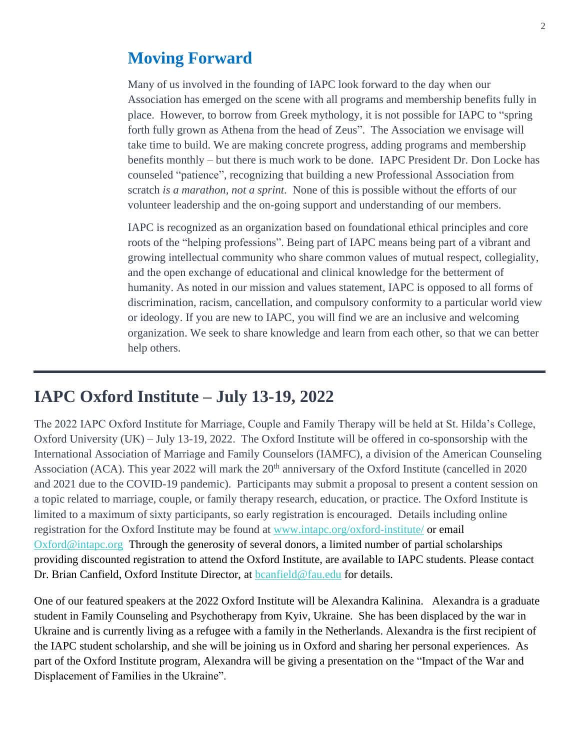## Moving Forward

Many of us involved in the founding of IAPC look forward to the day when our Association has emerged on the scene with all programs and membership benefits fully in place. However, to borrow from Greek mythology, it is not possible for IAPC to "spring forth fully grown as Athena from the head of Zeus". The Association we envisage will take time to build. We are making concrete progress, adding programs and membership benefits monthly – but there is much work to be done. IAPC President Dr. Don Locke has counseled "patience", recognizing that building a new Professional Association from scratch *is a marathon, not a sprint*. None of this is possible without the efforts of our volunteer leadership and the on-going support and understanding of our members.

IAPC is recognized as an organization based on foundational ethical principles and core roots of the "helping professions". Being part of IAPC means being part of a vibrant and growing intellectual community who share common values of mutual respect, collegiality, and the open exchange of educational and clinical knowledge for the betterment of humanity. As noted in our mission and values statement, IAPC is opposed to all forms of discrimination, racism, cancellation, and compulsory conformity to a particular world view or ideology. If you are new to IAPC, you will find we are an inclusive and welcoming organization. We seek to share knowledge and learn from each other, so that we can better help others.

---

## IAPC Oxford Institute – July 13-19, 2022

The 2022 IAPC Oxford Institute for Marriage, Couple and Family Therapy will be held at St. Hilda's College, Oxford University (UK) – July 13-19, 2022. The Oxford Institute will be offered in co-sponsorship with the International Association of Marriage and Family Counselors (IAMFC), a division of the American Counseling Association (ACA). This year 2022 will mark the 20th anniversary of the Oxford Institute (cancelled in 2020 and 2021 due to the COVID-19 pandemic). Participants may submit a proposal to present a content session on a topic related to marriage, couple, or family therapy research, education, or practice. The Oxford Institute is limited to a maximum of sixty participants, so early registration is encouraged. Details including online registration for the Oxford Institute may be found at www.intapc.org/oxford-institute/ or email Oxford@intapc.org Through the generosity of several donors, a limited number of partial scholarships providing discounted registration to attend the Oxford Institute, are available to IAPC students. Please contact Dr. Brian Canfield, Oxford Institute Director, at bcanfield@fau.edu for details.

One of our featured speakers at the 2022 Oxford Institute will be Alexandra Kalinina. Alexandra is a graduate student in Family Counseling and Psychotherapy from Kyiv, Ukraine. She has been displaced by the war in Ukraine and is currently living as a refugee with a family in the Netherlands. Alexandra is the first recipient of the IAPC student scholarship, and she will be joining us in Oxford and sharing her personal experiences. As part of the Oxford Institute program, Alexandra will be giving a presentation on the "Impact of the War and Displacement of Families in the Ukraine".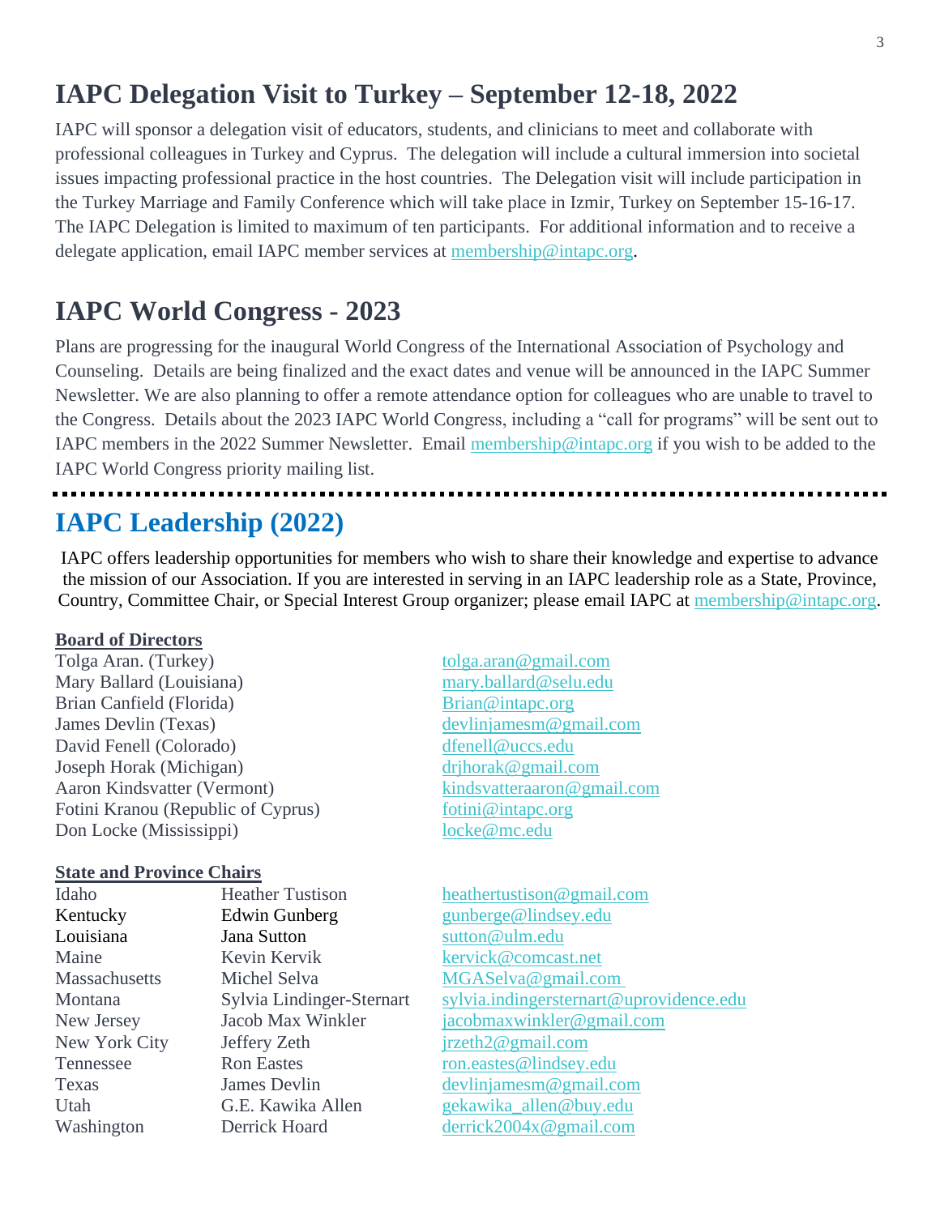## IAPC Delegation Visit to Turkey – September 12-18, 2022

IAPC will sponsor a delegation visit of educators, students, and clinicians to meet and collaborate with professional colleagues in Turkey and Cyprus. The delegation will include a cultural immersion into societal issues impacting professional practice in the host countries. The Delegation visit will include participation in the Turkey Marriage and Family Conference which will take place in Izmir, Turkey on September 15-16-17. The IAPC Delegation is limited to maximum of ten participants. For additional information and to receive a delegate application, email IAPC member services at membership@intapc.org.

## IAPC World Congress - 2023

Plans are progressing for the inaugural World Congress of the International Association of Psychology and Counseling. Details are being finalized and the exact dates and venue will be announced in the IAPC Summer Newsletter. We are also planning to offer a remote attendance option for colleagues who are unable to travel to the Congress. Details about the 2023 IAPC World Congress, including a "call for programs" will be sent out to IAPC members in the 2022 Summer Newsletter. Email membership@intapc.org if you wish to be added to the IAPC World Congress priority mailing list.

---

## IAPC Leadership (2022)

IAPC offers leadership opportunities for members who wish to share their knowledge and expertise to advance the mission of our Association. If you are interested in serving in an IAPC leadership role as a State, Province, Country, Committee Chair, or Special Interest Group organizer; please email IAPC at membership@intapc.org.

**Board of Directors**

| Name | Email |
|---|---|
| Tolga Aran. (Turkey) | tolga.aran@gmail.com |
| Mary Ballard (Louisiana) | mary.ballard@selu.edu |
| Brian Canfield (Florida) | Brian@intapc.org |
| James Devlin (Texas) | devlinjamesm@gmail.com |
| David Fenell (Colorado) | dfenell@uccs.edu |
| Joseph Horak (Michigan) | drjhorak@gmail.com |
| Aaron Kindsvatter (Vermont) | kindsvatteraaron@gmail.com |
| Fotini Kranou (Republic of Cyprus) | fotini@intapc.org |
| Don Locke (Mississippi) | locke@mc.edu |

**State and Province Chairs**

| State | Name | Email |
|---|---|---|
| Idaho | Heather Tustison | heathertustison@gmail.com |
| Kentucky | Edwin Gunberg | gunberge@lindsey.edu |
| Louisiana | Jana Sutton | sutton@ulm.edu |
| Maine | Kevin Kervik | kervick@comcast.net |
| Massachusetts | Michel Selva | MGASelva@gmail.com |
| Montana | Sylvia Lindinger-Sternart | sylvia.indingersternart@uprovidence.edu |
| New Jersey | Jacob Max Winkler | jacobmaxwinkler@gmail.com |
| New York City | Jeffery Zeth | jrzeth2@gmail.com |
| Tennessee | Ron Eastes | ron.eastes@lindsey.edu |
| Texas | James Devlin | devlinjamesm@gmail.com |
| Utah | G.E. Kawika Allen | gekawika_allen@buy.edu |
| Washington | Derrick Hoard | derrick2004x@gmail.com |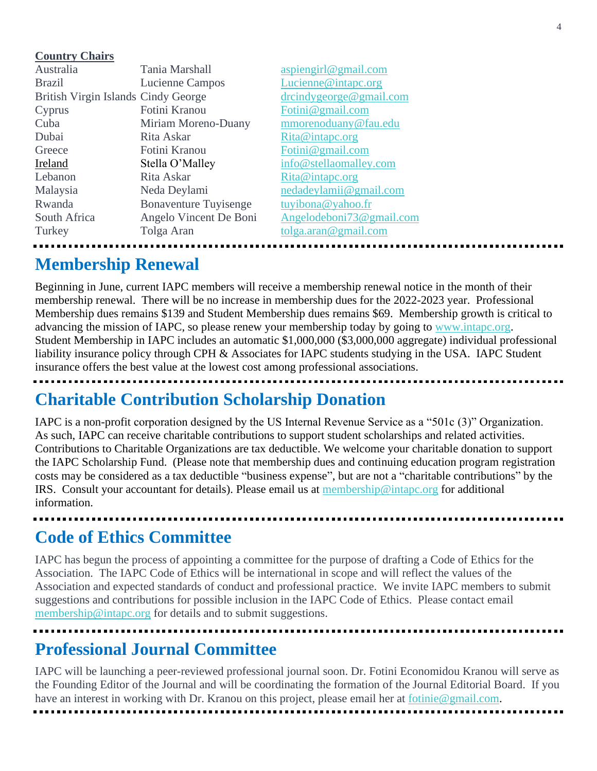**Country Chairs**

| | | |
|---|---|---|
| Australia | Tania Marshall | aspiengirl@gmail.com |
| Brazil | Lucienne Campos | Lucienne@intapc.org |
| British Virgin Islands | Cindy George | drcindygeorge@gmail.com |
| Cyprus | Fotini Kranou | Fotini@gmail.com |
| Cuba | Miriam Moreno-Duany | mmorenoduany@fau.edu |
| Dubai | Rita Askar | Rita@intapc.org |
| Greece | Fotini Kranou | Fotini@gmail.com |
| Ireland | Stella O'Malley | info@stellaomalley.com |
| Lebanon | Rita Askar | Rita@intapc.org |
| Malaysia | Neda Deylami | nedadeylamii@gmail.com |
| Rwanda | Bonaventure Tuyisenge | tuyibona@yahoo.fr |
| South Africa | Angelo Vincent De Boni | Angelodeboni73@gmail.com |
| Turkey | Tolga Aran | tolga.aran@gmail.com |

## Membership Renewal

Beginning in June, current IAPC members will receive a membership renewal notice in the month of their membership renewal. There will be no increase in membership dues for the 2022-2023 year. Professional Membership dues remains $139 and Student Membership dues remains $69. Membership growth is critical to advancing the mission of IAPC, so please renew your membership today by going to www.intapc.org. Student Membership in IAPC includes an automatic $1,000,000 ($3,000,000 aggregate) individual professional liability insurance policy through CPH & Associates for IAPC students studying in the USA. IAPC Student insurance offers the best value at the lowest cost among professional associations.

## Charitable Contribution Scholarship Donation

IAPC is a non-profit corporation designed by the US Internal Revenue Service as a "501c (3)" Organization. As such, IAPC can receive charitable contributions to support student scholarships and related activities. Contributions to Charitable Organizations are tax deductible. We welcome your charitable donation to support the IAPC Scholarship Fund. (Please note that membership dues and continuing education program registration costs may be considered as a tax deductible "business expense", but are not a "charitable contributions" by the IRS. Consult your accountant for details). Please email us at membership@intapc.org for additional information.

## Code of Ethics Committee

IAPC has begun the process of appointing a committee for the purpose of drafting a Code of Ethics for the Association. The IAPC Code of Ethics will be international in scope and will reflect the values of the Association and expected standards of conduct and professional practice. We invite IAPC members to submit suggestions and contributions for possible inclusion in the IAPC Code of Ethics. Please contact email membership@intapc.org for details and to submit suggestions.

## Professional Journal Committee

IAPC will be launching a peer-reviewed professional journal soon. Dr. Fotini Economidou Kranou will serve as the Founding Editor of the Journal and will be coordinating the formation of the Journal Editorial Board. If you have an interest in working with Dr. Kranou on this project, please email her at fotinie@gmail.com.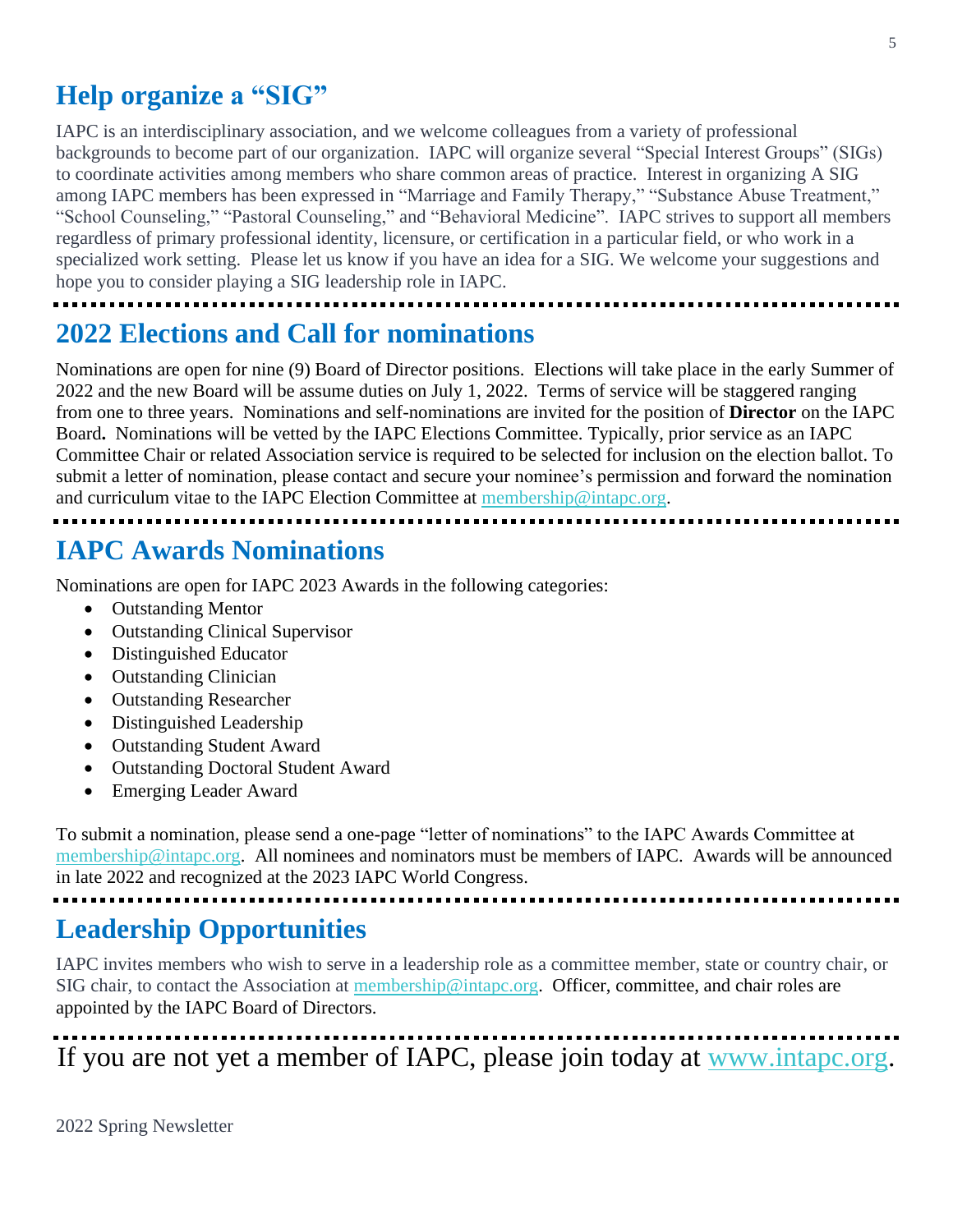## Help organize a "SIG"

IAPC is an interdisciplinary association, and we welcome colleagues from a variety of professional backgrounds to become part of our organization. IAPC will organize several "Special Interest Groups" (SIGs) to coordinate activities among members who share common areas of practice. Interest in organizing A SIG among IAPC members has been expressed in "Marriage and Family Therapy," "Substance Abuse Treatment," "School Counseling," "Pastoral Counseling," and "Behavioral Medicine". IAPC strives to support all members regardless of primary professional identity, licensure, or certification in a particular field, or who work in a specialized work setting. Please let us know if you have an idea for a SIG. We welcome your suggestions and hope you to consider playing a SIG leadership role in IAPC.

## 2022 Elections and Call for nominations

Nominations are open for nine (9) Board of Director positions. Elections will take place in the early Summer of 2022 and the new Board will be assume duties on July 1, 2022. Terms of service will be staggered ranging from one to three years. Nominations and self-nominations are invited for the position of **Director** on the IAPC Board**.** Nominations will be vetted by the IAPC Elections Committee. Typically, prior service as an IAPC Committee Chair or related Association service is required to be selected for inclusion on the election ballot. To submit a letter of nomination, please contact and secure your nominee's permission and forward the nomination and curriculum vitae to the IAPC Election Committee at membership@intapc.org.

## IAPC Awards Nominations

Nominations are open for IAPC 2023 Awards in the following categories:

- Outstanding Mentor
- Outstanding Clinical Supervisor
- Distinguished Educator
- Outstanding Clinician
- Outstanding Researcher
- Distinguished Leadership
- Outstanding Student Award
- Outstanding Doctoral Student Award
- Emerging Leader Award

To submit a nomination, please send a one-page "letter of nominations" to the IAPC Awards Committee at membership@intapc.org. All nominees and nominators must be members of IAPC. Awards will be announced in late 2022 and recognized at the 2023 IAPC World Congress.

## Leadership Opportunities

IAPC invites members who wish to serve in a leadership role as a committee member, state or country chair, or SIG chair, to contact the Association at membership@intapc.org. Officer, committee, and chair roles are appointed by the IAPC Board of Directors.

If you are not yet a member of IAPC, please join today at www.intapc.org.

2022 Spring Newsletter